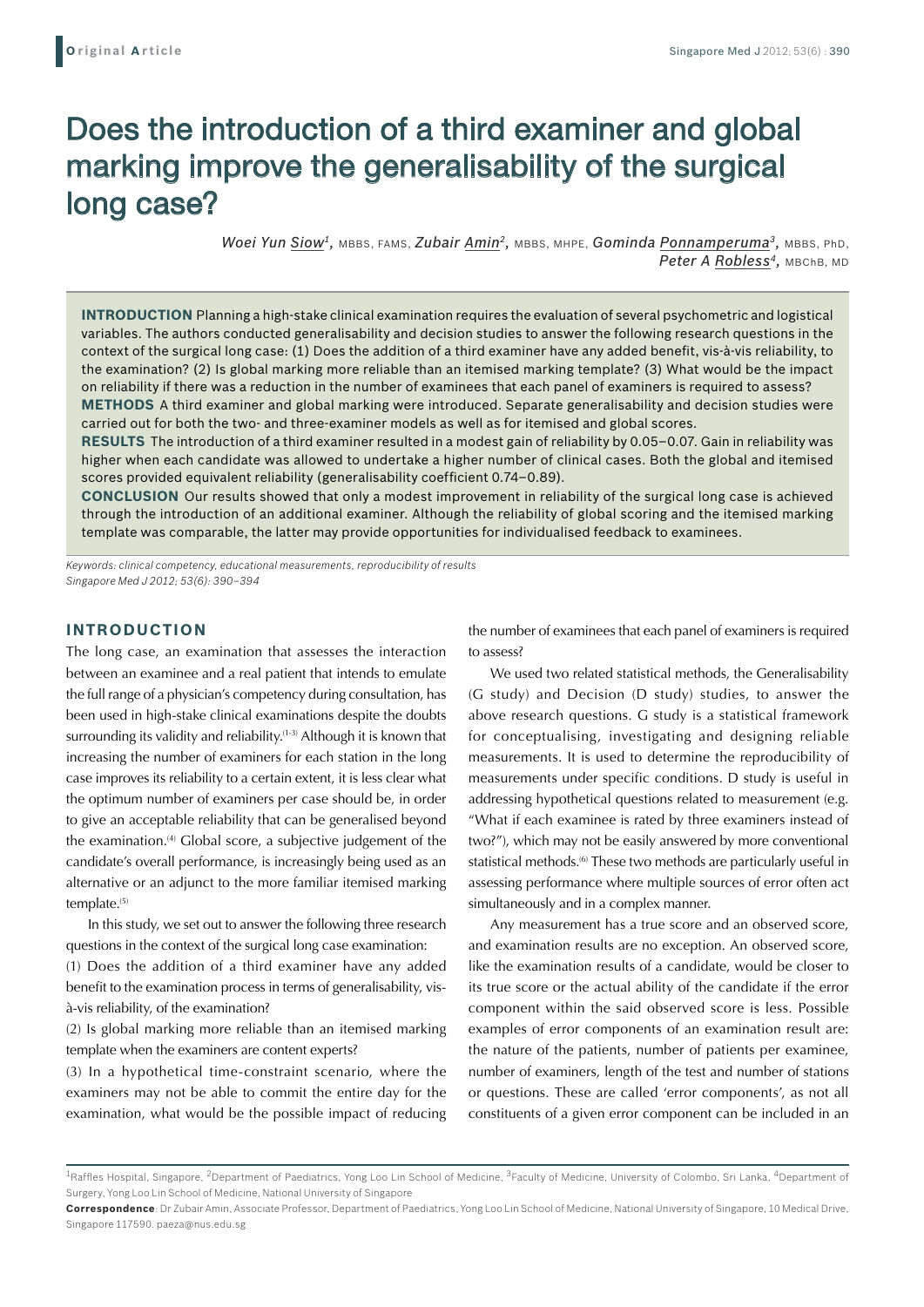**Original Article**

# Does the introduction of a third examiner and global marking improve the generalisability of the surgical long case?

*Woei Yun Siow*[1], MBBS, FAMS, *Zubair Amin*[2], MBBS, MHPE, *Gominda Ponnamperuma*[3], MBBS, PhD, *Peter A Robless*[4], MBChB, MD

**INTRODUCTION** Planning a high-stake clinical examination requires the evaluation of several psychometric and logistical variables. The authors conducted generalisability and decision studies to answer the following research questions in the context of the surgical long case: (1) Does the addition of a third examiner have any added benefit, vis-à-vis reliability, to the examination? (2) Is global marking more reliable than an itemised marking template? (3) What would be the impact on reliability if there was a reduction in the number of examinees that each panel of examiners is required to assess?

**METHODS** A third examiner and global marking were introduced. Separate generalisability and decision studies were carried out for both the two- and three-examiner models as well as for itemised and global scores.

**RESULTS** The introduction of a third examiner resulted in a modest gain of reliability by 0.05–0.07. Gain in reliability was higher when each candidate was allowed to undertake a higher number of clinical cases. Both the global and itemised scores provided equivalent reliability (generalisability coefficient 0.74–0.89).

**CONCLUSION** Our results showed that only a modest improvement in reliability of the surgical long case is achieved through the introduction of an additional examiner. Although the reliability of global scoring and the itemised marking template was comparable, the latter may provide opportunities for individualised feedback to examinees.

*Keywords: clinical competency, educational measurements, reproducibility of results*

*Singapore Med J 2012; 53(6): 390–394*

## INTRODUCTION

The long case, an examination that assesses the interaction between an examinee and a real patient that intends to emulate the full range of a physician's competency during consultation, has been used in high-stake clinical examinations despite the doubts surrounding its validity and reliability.[1-3] Although it is known that increasing the number of examiners for each station in the long case improves its reliability to a certain extent, it is less clear what the optimum number of examiners per case should be, in order to give an acceptable reliability that can be generalised beyond the examination.[4] Global score, a subjective judgement of the candidate's overall performance, is increasingly being used as an alternative or an adjunct to the more familiar itemised marking template.[5]

In this study, we set out to answer the following three research questions in the context of the surgical long case examination:

(1) Does the addition of a third examiner have any added benefit to the examination process in terms of generalisability, vis-à-vis reliability, of the examination?

(2) Is global marking more reliable than an itemised marking template when the examiners are content experts?

(3) In a hypothetical time-constraint scenario, where the examiners may not be able to commit the entire day for the examination, what would be the possible impact of reducing the number of examinees that each panel of examiners is required to assess?

We used two related statistical methods, the Generalisability (G study) and Decision (D study) studies, to answer the above research questions. G study is a statistical framework for conceptualising, investigating and designing reliable measurements. It is used to determine the reproducibility of measurements under specific conditions. D study is useful in addressing hypothetical questions related to measurement (e.g. "What if each examinee is rated by three examiners instead of two?"), which may not be easily answered by more conventional statistical methods.[6] These two methods are particularly useful in assessing performance where multiple sources of error often act simultaneously and in a complex manner.

Any measurement has a true score and an observed score, and examination results are no exception. An observed score, like the examination results of a candidate, would be closer to its true score or the actual ability of the candidate if the error component within the said observed score is less. Possible examples of error components of an examination result are: the nature of the patients, number of patients per examinee, number of examiners, length of the test and number of stations or questions. These are called 'error components', as not all constituents of a given error component can be included in an

[1]Raffles Hospital, Singapore, [2]Department of Paediatrics, Yong Loo Lin School of Medicine, [3]Faculty of Medicine, University of Colombo, Sri Lanka, [4]Department of Surgery, Yong Loo Lin School of Medicine, National University of Singapore

**Correspondence**: Dr Zubair Amin, Associate Professor, Department of Paediatrics, Yong Loo Lin School of Medicine, National University of Singapore, 10 Medical Drive, Singapore 117590. paeza@nus.edu.sg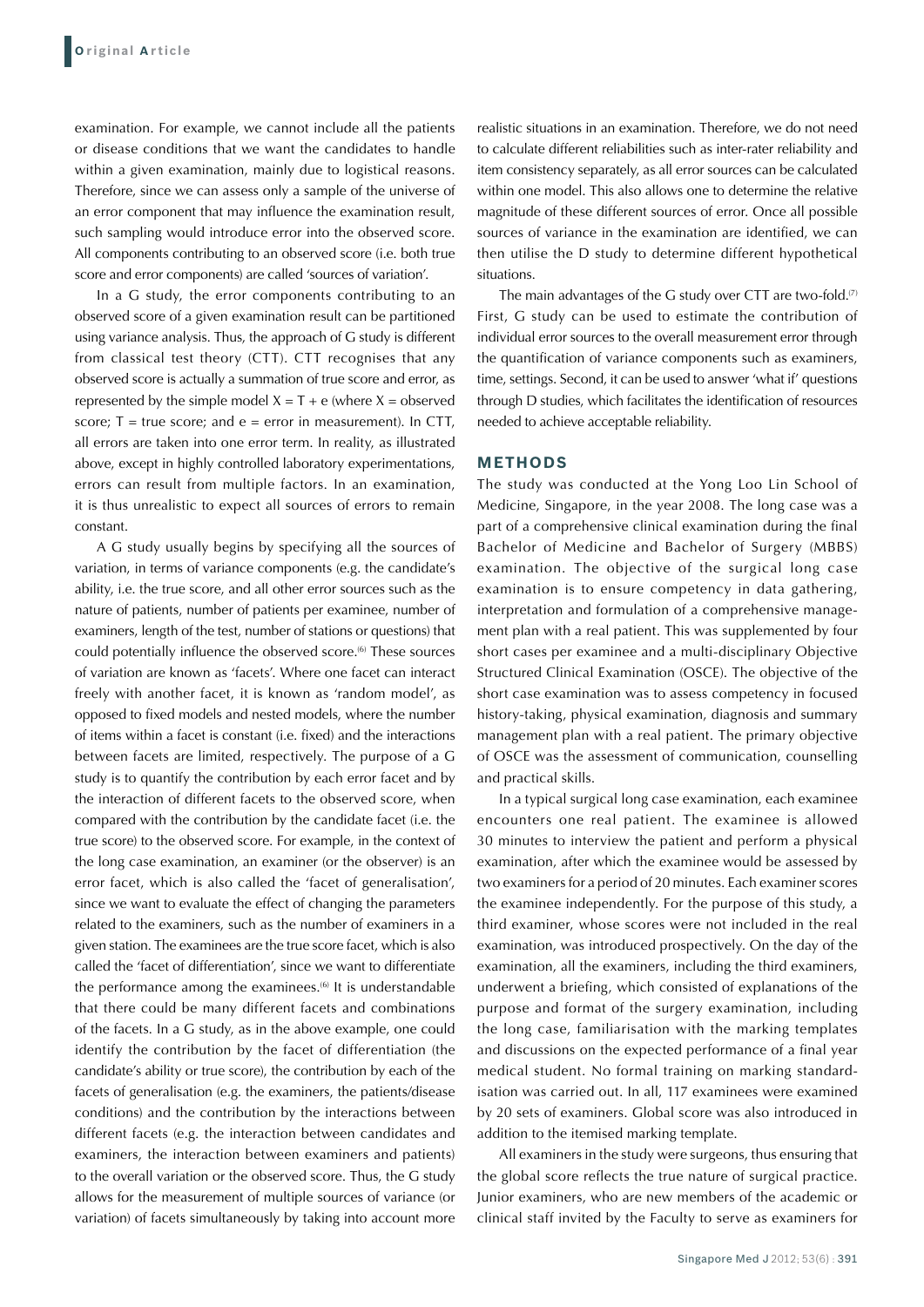examination. For example, we cannot include all the patients or disease conditions that we want the candidates to handle within a given examination, mainly due to logistical reasons. Therefore, since we can assess only a sample of the universe of an error component that may influence the examination result, such sampling would introduce error into the observed score. All components contributing to an observed score (i.e. both true score and error components) are called 'sources of variation'.

In a G study, the error components contributing to an observed score of a given examination result can be partitioned using variance analysis. Thus, the approach of G study is different from classical test theory (CTT). CTT recognises that any observed score is actually a summation of true score and error, as represented by the simple model $X = T + e$ (where $X$ = observed score; $T$ = true score; and $e$ = error in measurement). In CTT, all errors are taken into one error term. In reality, as illustrated above, except in highly controlled laboratory experimentations, errors can result from multiple factors. In an examination, it is thus unrealistic to expect all sources of errors to remain constant.

A G study usually begins by specifying all the sources of variation, in terms of variance components (e.g. the candidate's ability, i.e. the true score, and all other error sources such as the nature of patients, number of patients per examinee, number of examiners, length of the test, number of stations or questions) that could potentially influence the observed score.[6] These sources of variation are known as 'facets'. Where one facet can interact freely with another facet, it is known as 'random model', as opposed to fixed models and nested models, where the number of items within a facet is constant (i.e. fixed) and the interactions between facets are limited, respectively. The purpose of a G study is to quantify the contribution by each error facet and by the interaction of different facets to the observed score, when compared with the contribution by the candidate facet (i.e. the true score) to the observed score. For example, in the context of the long case examination, an examiner (or the observer) is an error facet, which is also called the 'facet of generalisation', since we want to evaluate the effect of changing the parameters related to the examiners, such as the number of examiners in a given station. The examinees are the true score facet, which is also called the 'facet of differentiation', since we want to differentiate the performance among the examinees.[6] It is understandable that there could be many different facets and combinations of the facets. In a G study, as in the above example, one could identify the contribution by the facet of differentiation (the candidate's ability or true score), the contribution by each of the facets of generalisation (e.g. the examiners, the patients/disease conditions) and the contribution by the interactions between different facets (e.g. the interaction between candidates and examiners, the interaction between examiners and patients) to the overall variation or the observed score. Thus, the G study allows for the measurement of multiple sources of variance (or variation) of facets simultaneously by taking into account more realistic situations in an examination. Therefore, we do not need to calculate different reliabilities such as inter-rater reliability and item consistency separately, as all error sources can be calculated within one model. This also allows one to determine the relative magnitude of these different sources of error. Once all possible sources of variance in the examination are identified, we can then utilise the D study to determine different hypothetical situations.

The main advantages of the G study over CTT are two-fold.[7] First, G study can be used to estimate the contribution of individual error sources to the overall measurement error through the quantification of variance components such as examiners, time, settings. Second, it can be used to answer 'what if' questions through D studies, which facilitates the identification of resources needed to achieve acceptable reliability.

## METHODS

The study was conducted at the Yong Loo Lin School of Medicine, Singapore, in the year 2008. The long case was a part of a comprehensive clinical examination during the final Bachelor of Medicine and Bachelor of Surgery (MBBS) examination. The objective of the surgical long case examination is to ensure competency in data gathering, interpretation and formulation of a comprehensive management plan with a real patient. This was supplemented by four short cases per examinee and a multi-disciplinary Objective Structured Clinical Examination (OSCE). The objective of the short case examination was to assess competency in focused history-taking, physical examination, diagnosis and summary management plan with a real patient. The primary objective of OSCE was the assessment of communication, counselling and practical skills.

In a typical surgical long case examination, each examinee encounters one real patient. The examinee is allowed 30 minutes to interview the patient and perform a physical examination, after which the examinee would be assessed by two examiners for a period of 20 minutes. Each examiner scores the examinee independently. For the purpose of this study, a third examiner, whose scores were not included in the real examination, was introduced prospectively. On the day of the examination, all the examiners, including the third examiners, underwent a briefing, which consisted of explanations of the purpose and format of the surgery examination, including the long case, familiarisation with the marking templates and discussions on the expected performance of a final year medical student. No formal training on marking standardisation was carried out. In all, 117 examinees were examined by 20 sets of examiners. Global score was also introduced in addition to the itemised marking template.

All examiners in the study were surgeons, thus ensuring that the global score reflects the true nature of surgical practice. Junior examiners, who are new members of the academic or clinical staff invited by the Faculty to serve as examiners for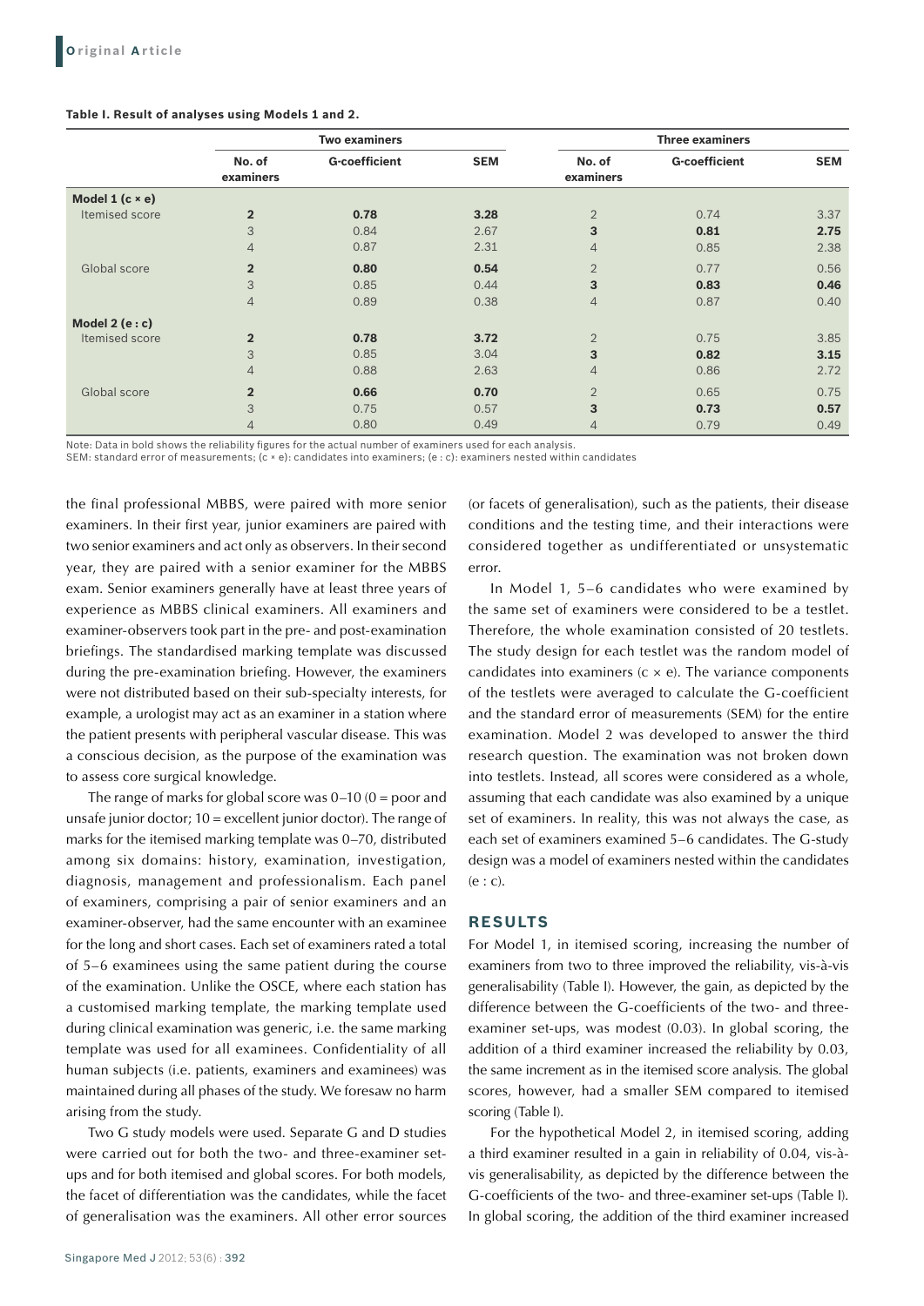**Table I. Result of analyses using Models 1 and 2.**

| | Two examiners | | | Three examiners | | |
|---|---|---|---|---|---|---|
| | No. of examiners | G-coefficient | SEM | No. of examiners | G-coefficient | SEM |
| **Model 1 (c × e)** | | | | | | |
| Itemised score | **2** | **0.78** | **3.28** | 2 | 0.74 | 3.37 |
| | 3 | 0.84 | 2.67 | **3** | **0.81** | **2.75** |
| | 4 | 0.87 | 2.31 | 4 | 0.85 | 2.38 |
| Global score | **2** | **0.80** | **0.54** | 2 | 0.77 | 0.56 |
| | 3 | 0.85 | 0.44 | **3** | **0.83** | **0.46** |
| | 4 | 0.89 | 0.38 | 4 | 0.87 | 0.40 |
| **Model 2 (e : c)** | | | | | | |
| Itemised score | **2** | **0.78** | **3.72** | 2 | 0.75 | 3.85 |
| | 3 | 0.85 | 3.04 | **3** | **0.82** | **3.15** |
| | 4 | 0.88 | 2.63 | 4 | 0.86 | 2.72 |
| Global score | **2** | **0.66** | **0.70** | 2 | 0.65 | 0.75 |
| | 3 | 0.75 | 0.57 | **3** | **0.73** | **0.57** |
| | 4 | 0.80 | 0.49 | 4 | 0.79 | 0.49 |

Note: Data in bold shows the reliability figures for the actual number of examiners used for each analysis.
SEM: standard error of measurements; (c × e): candidates into examiners; (e : c): examiners nested within candidates

the final professional MBBS, were paired with more senior examiners. In their first year, junior examiners are paired with two senior examiners and act only as observers. In their second year, they are paired with a senior examiner for the MBBS exam. Senior examiners generally have at least three years of experience as MBBS clinical examiners. All examiners and examiner-observers took part in the pre- and post-examination briefings. The standardised marking template was discussed during the pre-examination briefing. However, the examiners were not distributed based on their sub-specialty interests, for example, a urologist may act as an examiner in a station where the patient presents with peripheral vascular disease. This was a conscious decision, as the purpose of the examination was to assess core surgical knowledge.

The range of marks for global score was 0–10 (0 = poor and unsafe junior doctor; 10 = excellent junior doctor). The range of marks for the itemised marking template was 0–70, distributed among six domains: history, examination, investigation, diagnosis, management and professionalism. Each panel of examiners, comprising a pair of senior examiners and an examiner-observer, had the same encounter with an examinee for the long and short cases. Each set of examiners rated a total of 5–6 examinees using the same patient during the course of the examination. Unlike the OSCE, where each station has a customised marking template, the marking template used during clinical examination was generic, i.e. the same marking template was used for all examinees. Confidentiality of all human subjects (i.e. patients, examiners and examinees) was maintained during all phases of the study. We foresaw no harm arising from the study.

Two G study models were used. Separate G and D studies were carried out for both the two- and three-examiner set-ups and for both itemised and global scores. For both models, the facet of differentiation was the candidates, while the facet of generalisation was the examiners. All other error sources (or facets of generalisation), such as the patients, their disease conditions and the testing time, and their interactions were considered together as undifferentiated or unsystematic error.

In Model 1, 5–6 candidates who were examined by the same set of examiners were considered to be a testlet. Therefore, the whole examination consisted of 20 testlets. The study design for each testlet was the random model of candidates into examiners (c × e). The variance components of the testlets were averaged to calculate the G-coefficient and the standard error of measurements (SEM) for the entire examination. Model 2 was developed to answer the third research question. The examination was not broken down into testlets. Instead, all scores were considered as a whole, assuming that each candidate was also examined by a unique set of examiners. In reality, this was not always the case, as each set of examiners examined 5–6 candidates. The G-study design was a model of examiners nested within the candidates (e : c).

## RESULTS

For Model 1, in itemised scoring, increasing the number of examiners from two to three improved the reliability, vis-à-vis generalisability (Table I). However, the gain, as depicted by the difference between the G-coefficients of the two- and three-examiner set-ups, was modest (0.03). In global scoring, the addition of a third examiner increased the reliability by 0.03, the same increment as in the itemised score analysis. The global scores, however, had a smaller SEM compared to itemised scoring (Table I).

For the hypothetical Model 2, in itemised scoring, adding a third examiner resulted in a gain in reliability of 0.04, vis-à-vis generalisability, as depicted by the difference between the G-coefficients of the two- and three-examiner set-ups (Table I). In global scoring, the addition of the third examiner increased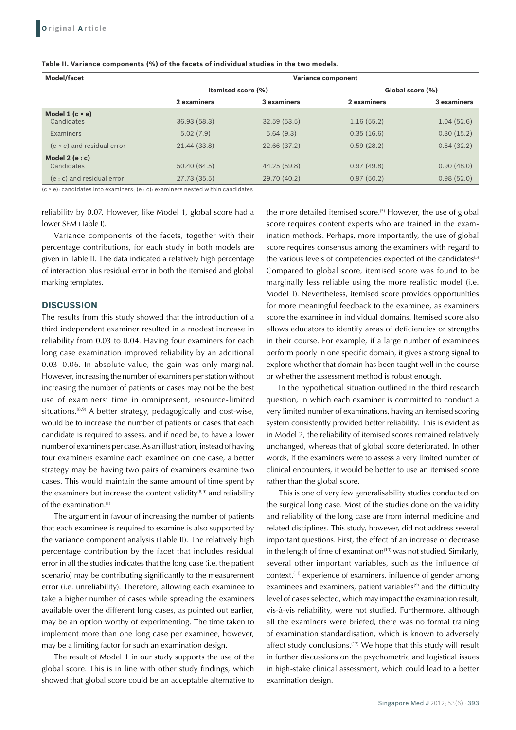**Table II. Variance components (%) of the facets of individual studies in the two models.**

| Model/facet | Variance component | | | |
|---|---|---|---|---|
| | Itemised score (%) | | Global score (%) | |
| | 2 examiners | 3 examiners | 2 examiners | 3 examiners |
| **Model 1 (c × e)** | | | | |
| Candidates | 36.93 (58.3) | 32.59 (53.5) | 1.16 (55.2) | 1.04 (52.6) |
| Examiners | 5.02 (7.9) | 5.64 (9.3) | 0.35 (16.6) | 0.30 (15.2) |
| (c × e) and residual error | 21.44 (33.8) | 22.66 (37.2) | 0.59 (28.2) | 0.64 (32.2) |
| **Model 2 (e : c)** | | | | |
| Candidates | 50.40 (64.5) | 44.25 (59.8) | 0.97 (49.8) | 0.90 (48.0) |
| (e : c) and residual error | 27.73 (35.5) | 29.70 (40.2) | 0.97 (50.2) | 0.98 (52.0) |

(c × e): candidates into examiners; (e : c): examiners nested within candidates

reliability by 0.07. However, like Model 1, global score had a lower SEM (Table I).

Variance components of the facets, together with their percentage contributions, for each study in both models are given in Table II. The data indicated a relatively high percentage of interaction plus residual error in both the itemised and global marking templates.

## DISCUSSION

The results from this study showed that the introduction of a third independent examiner resulted in a modest increase in reliability from 0.03 to 0.04. Having four examiners for each long case examination improved reliability by an additional 0.03–0.06. In absolute value, the gain was only marginal. However, increasing the number of examiners per station without increasing the number of patients or cases may not be the best use of examiners' time in omnipresent, resource-limited situations.[8,9] A better strategy, pedagogically and cost-wise, would be to increase the number of patients or cases that each candidate is required to assess, and if need be, to have a lower number of examiners per case. As an illustration, instead of having four examiners examine each examinee on one case, a better strategy may be having two pairs of examiners examine two cases. This would maintain the same amount of time spent by the examiners but increase the content validity[8,9] and reliability of the examination.[1]

The argument in favour of increasing the number of patients that each examinee is required to examine is also supported by the variance component analysis (Table II). The relatively high percentage contribution by the facet that includes residual error in all the studies indicates that the long case (i.e. the patient scenario) may be contributing significantly to the measurement error (i.e. unreliability). Therefore, allowing each examinee to take a higher number of cases while spreading the examiners available over the different long cases, as pointed out earlier, may be an option worthy of experimenting. The time taken to implement more than one long case per examinee, however, may be a limiting factor for such an examination design.

The result of Model 1 in our study supports the use of the global score. This is in line with other study findings, which showed that global score could be an acceptable alternative to the more detailed itemised score.[5] However, the use of global score requires content experts who are trained in the examination methods. Perhaps, more importantly, the use of global score requires consensus among the examiners with regard to the various levels of competencies expected of the candidates[5] Compared to global score, itemised score was found to be marginally less reliable using the more realistic model (i.e. Model 1). Nevertheless, itemised score provides opportunities for more meaningful feedback to the examinee, as examiners score the examinee in individual domains. Itemised score also allows educators to identify areas of deficiencies or strengths in their course. For example, if a large number of examinees perform poorly in one specific domain, it gives a strong signal to explore whether that domain has been taught well in the course or whether the assessment method is robust enough.

In the hypothetical situation outlined in the third research question, in which each examiner is committed to conduct a very limited number of examinations, having an itemised scoring system consistently provided better reliability. This is evident as in Model 2, the reliability of itemised scores remained relatively unchanged, whereas that of global score deteriorated. In other words, if the examiners were to assess a very limited number of clinical encounters, it would be better to use an itemised score rather than the global score.

This is one of very few generalisability studies conducted on the surgical long case. Most of the studies done on the validity and reliability of the long case are from internal medicine and related disciplines. This study, however, did not address several important questions. First, the effect of an increase or decrease in the length of time of examination[10] was not studied. Similarly, several other important variables, such as the influence of context,[11] experience of examiners, influence of gender among examinees and examiners, patient variables[9] and the difficulty level of cases selected, which may impact the examination result, vis-à-vis reliability, were not studied. Furthermore, although all the examiners were briefed, there was no formal training of examination standardisation, which is known to adversely affect study conclusions.[12] We hope that this study will result in further discussions on the psychometric and logistical issues in high-stake clinical assessment, which could lead to a better examination design.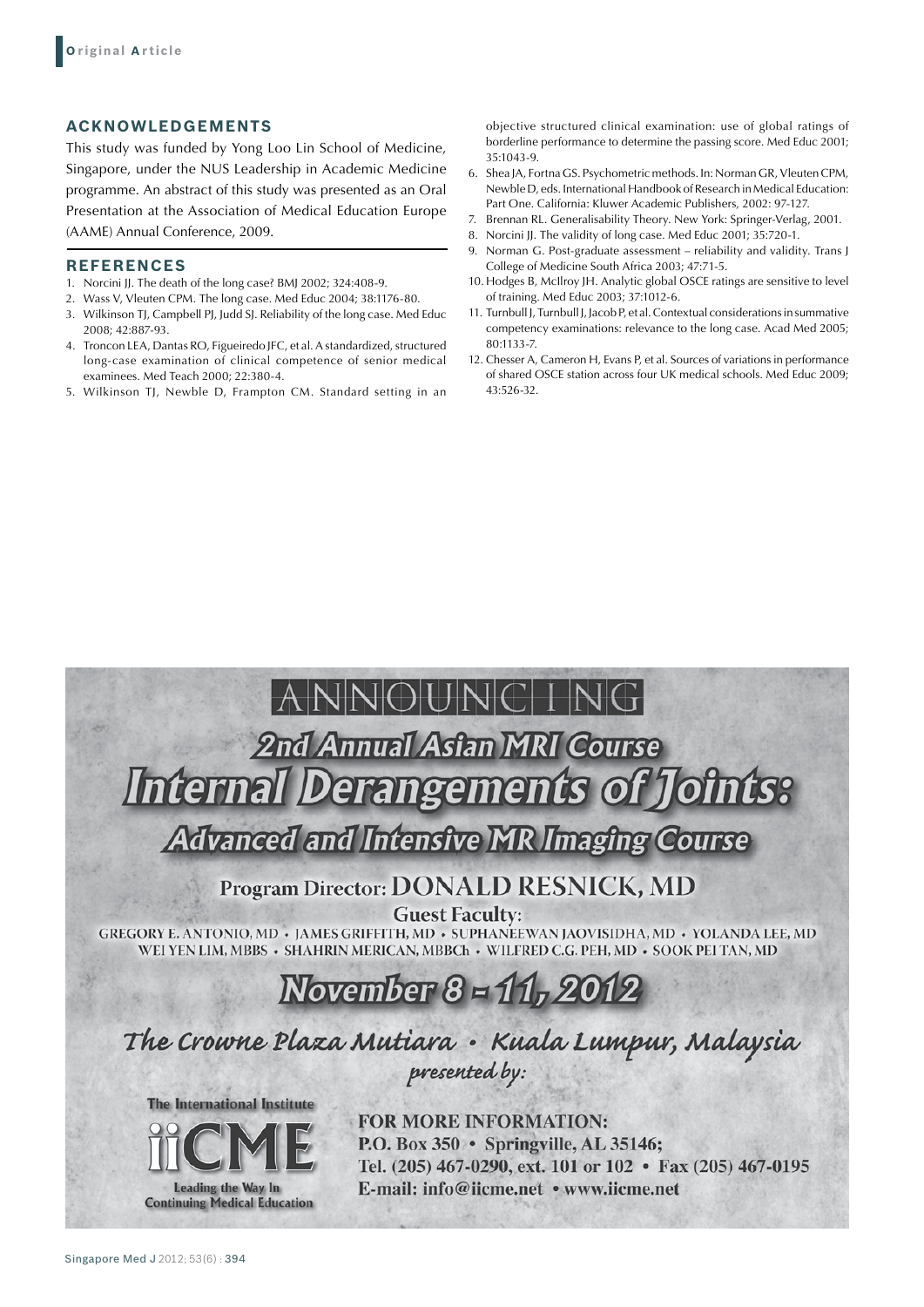## ACKNOWLEDGEMENTS

This study was funded by Yong Loo Lin School of Medicine, Singapore, under the NUS Leadership in Academic Medicine programme. An abstract of this study was presented as an Oral Presentation at the Association of Medical Education Europe (AAME) Annual Conference, 2009.

## REFERENCES

1. Norcini JJ. The death of the long case? BMJ 2002; 324:408-9.
2. Wass V, Vleuten CPM. The long case. Med Educ 2004; 38:1176-80.
3. Wilkinson TJ, Campbell PJ, Judd SJ. Reliability of the long case. Med Educ 2008; 42:887-93.
4. Troncon LEA, Dantas RO, Figueiredo JFC, et al. A standardized, structured long-case examination of clinical competence of senior medical examinees. Med Teach 2000; 22:380-4.
5. Wilkinson TJ, Newble D, Frampton CM. Standard setting in an objective structured clinical examination: use of global ratings of borderline performance to determine the passing score. Med Educ 2001; 35:1043-9.
6. Shea JA, Fortna GS. Psychometric methods. In: Norman GR, Vleuten CPM, Newble D, eds. International Handbook of Research in Medical Education: Part One. California: Kluwer Academic Publishers, 2002: 97-127.
7. Brennan RL. Generalisability Theory. New York: Springer-Verlag, 2001.
8. Norcini JJ. The validity of long case. Med Educ 2001; 35:720-1.
9. Norman G. Post-graduate assessment – reliability and validity. Trans J College of Medicine South Africa 2003; 47:71-5.
10. Hodges B, McIlroy JH. Analytic global OSCE ratings are sensitive to level of training. Med Educ 2003; 37:1012-6.
11. Turnbull J, Turnbull J, Jacob P, et al. Contextual considerations in summative competency examinations: relevance to the long case. Acad Med 2005; 80:1133-7.
12. Chesser A, Cameron H, Evans P, et al. Sources of variations in performance of shared OSCE station across four UK medical schools. Med Educ 2009; 43:526-32.

ANNOUNCING

**2nd Annual Asian MRI Course**

**Internal Derangements of Joints:**

**Advanced and Intensive MR Imaging Course**

Program Director: DONALD RESNICK, MD

Guest Faculty:

GREGORY E. ANTONIO, MD • JAMES GRIFFITH, MD • SUPHANEEWAN JAOVISIDHA, MD • YOLANDA LEE, MD
WEI YEN LIM, MBBS • SHAHRIN MERICAN, MBBCh • WILFRED C.G. PEH, MD • SOOK PEI TAN, MD

**November 8 - 11, 2012**

*The Crowne Plaza Mutiara • Kuala Lumpur, Malaysia*

*presented by:*

The International Institute

iiCME

Leading the Way In Continuing Medical Education

FOR MORE INFORMATION:
P.O. Box 350 • Springville, AL 35146;
Tel. (205) 467-0290, ext. 101 or 102 • Fax (205) 467-0195
E-mail: info@iicme.net • www.iicme.net